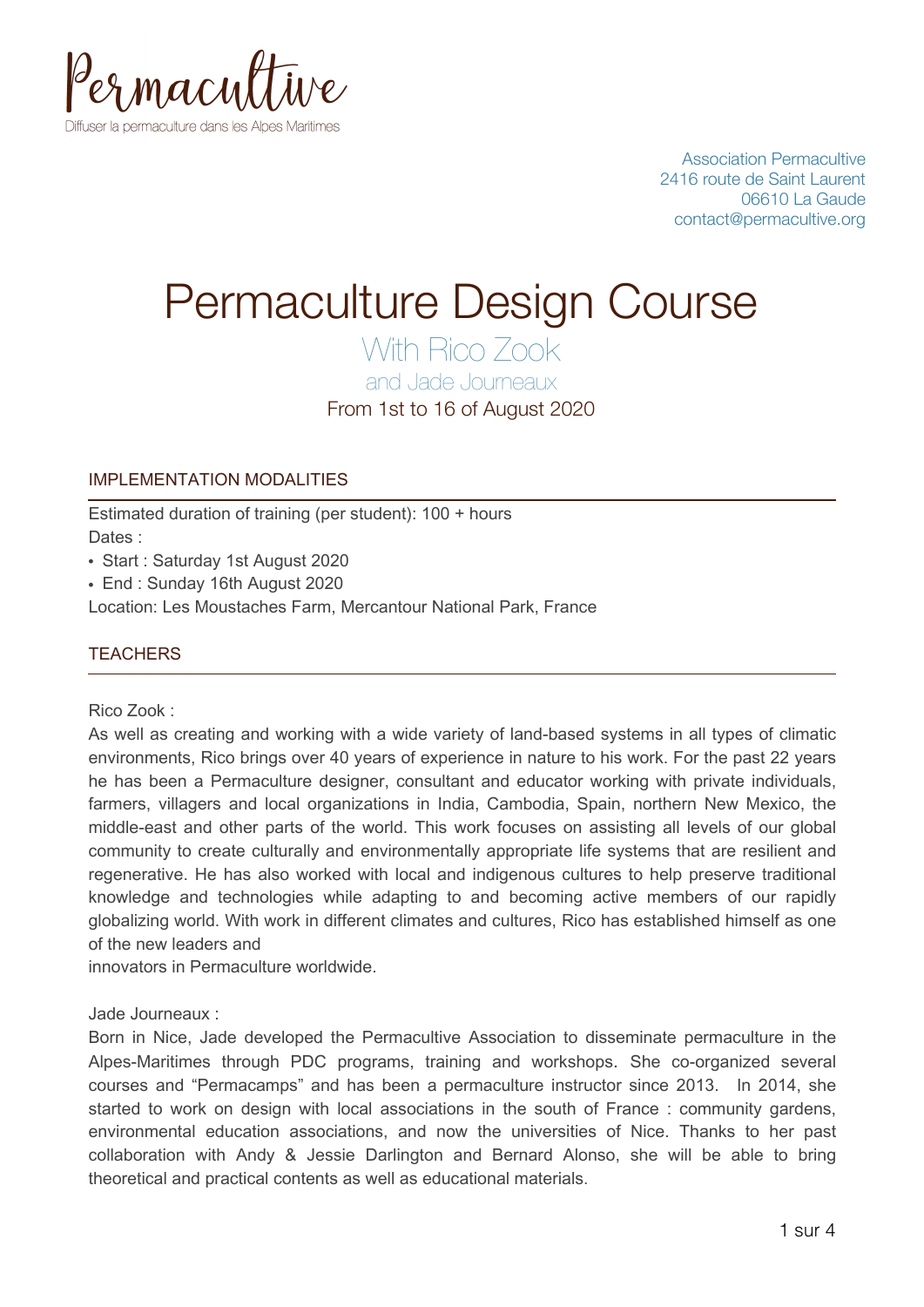Permacultive

Diffuser la permaculture dans les Alpes Maritimes

Association Permacultive
2416 route de Saint Laurent
06610 La Gaude
contact@permacultive.org

# Permaculture Design Course

## With Rico Zook

### and Jade Journeaux

From 1st to 16 of August 2020

## IMPLEMENTATION MODALITIES

Estimated duration of training (per student): 100 + hours

Dates :

- Start : Saturday 1st August 2020
- End : Sunday 16th August 2020

Location: Les Moustaches Farm, Mercantour National Park, France

## TEACHERS

Rico Zook :

As well as creating and working with a wide variety of land-based systems in all types of climatic environments, Rico brings over 40 years of experience in nature to his work. For the past 22 years he has been a Permaculture designer, consultant and educator working with private individuals, farmers, villagers and local organizations in India, Cambodia, Spain, northern New Mexico, the middle-east and other parts of the world. This work focuses on assisting all levels of our global community to create culturally and environmentally appropriate life systems that are resilient and regenerative. He has also worked with local and indigenous cultures to help preserve traditional knowledge and technologies while adapting to and becoming active members of our rapidly globalizing world. With work in different climates and cultures, Rico has established himself as one of the new leaders and innovators in Permaculture worldwide.

Jade Journeaux :

Born in Nice, Jade developed the Permacultive Association to disseminate permaculture in the Alpes-Maritimes through PDC programs, training and workshops. She co-organized several courses and "Permacamps" and has been a permaculture instructor since 2013. In 2014, she started to work on design with local associations in the south of France : community gardens, environmental education associations, and now the universities of Nice. Thanks to her past collaboration with Andy & Jessie Darlington and Bernard Alonso, she will be able to bring theoretical and practical contents as well as educational materials.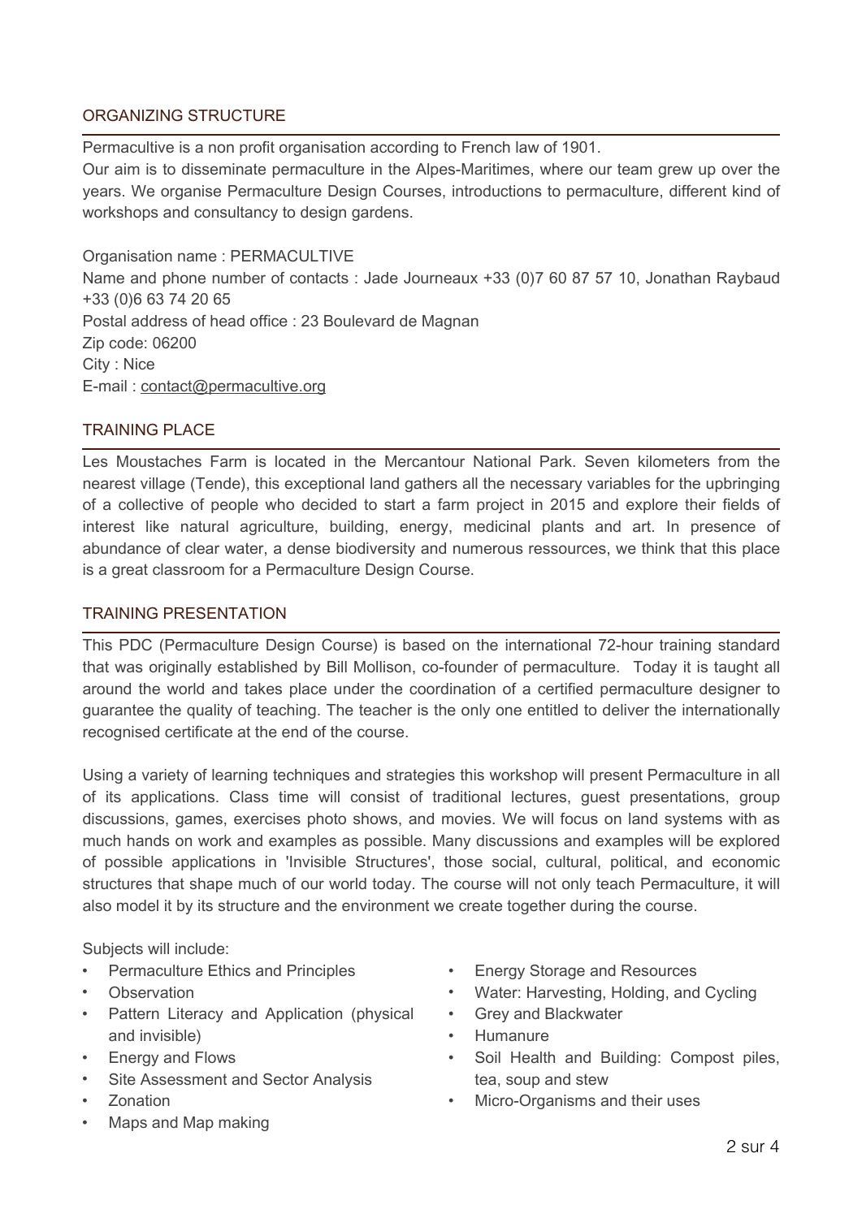## ORGANIZING STRUCTURE

Permacultive is a non profit organisation according to French law of 1901.
Our aim is to disseminate permaculture in the Alpes-Maritimes, where our team grew up over the years. We organise Permaculture Design Courses, introductions to permaculture, different kind of workshops and consultancy to design gardens.

Organisation name : PERMACULTIVE
Name and phone number of contacts : Jade Journeaux +33 (0)7 60 87 57 10, Jonathan Raybaud +33 (0)6 63 74 20 65
Postal address of head office : 23 Boulevard de Magnan
Zip code: 06200
City : Nice
E-mail : contact@permacultive.org

## TRAINING PLACE

Les Moustaches Farm is located in the Mercantour National Park. Seven kilometers from the nearest village (Tende), this exceptional land gathers all the necessary variables for the upbringing of a collective of people who decided to start a farm project in 2015 and explore their fields of interest like natural agriculture, building, energy, medicinal plants and art. In presence of abundance of clear water, a dense biodiversity and numerous ressources, we think that this place is a great classroom for a Permaculture Design Course.

## TRAINING PRESENTATION

This PDC (Permaculture Design Course) is based on the international 72-hour training standard that was originally established by Bill Mollison, co-founder of permaculture. Today it is taught all around the world and takes place under the coordination of a certified permaculture designer to guarantee the quality of teaching. The teacher is the only one entitled to deliver the internationally recognised certificate at the end of the course.

Using a variety of learning techniques and strategies this workshop will present Permaculture in all of its applications. Class time will consist of traditional lectures, guest presentations, group discussions, games, exercises photo shows, and movies. We will focus on land systems with as much hands on work and examples as possible. Many discussions and examples will be explored of possible applications in 'Invisible Structures', those social, cultural, political, and economic structures that shape much of our world today. The course will not only teach Permaculture, it will also model it by its structure and the environment we create together during the course.

Subjects will include:

- Permaculture Ethics and Principles
- Observation
- Pattern Literacy and Application (physical and invisible)
- Energy and Flows
- Site Assessment and Sector Analysis
- Zonation
- Maps and Map making
- Energy Storage and Resources
- Water: Harvesting, Holding, and Cycling
- Grey and Blackwater
- Humanure
- Soil Health and Building: Compost piles, tea, soup and stew
- Micro-Organisms and their uses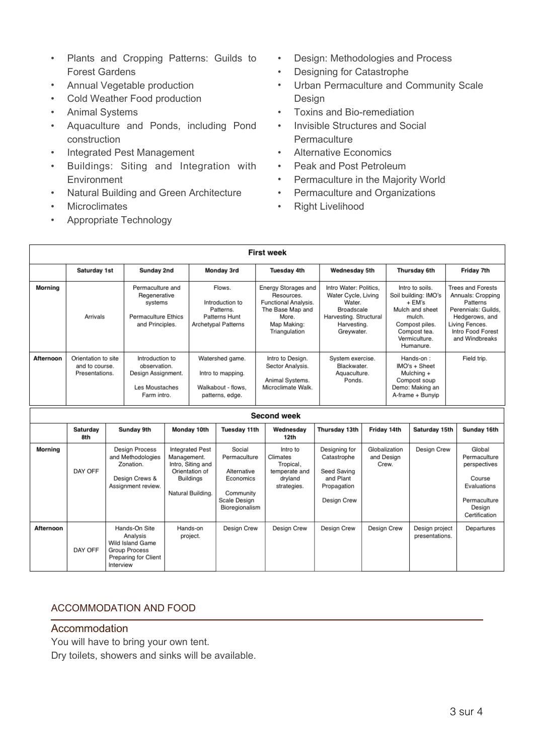- Plants and Cropping Patterns: Guilds to Forest Gardens
- Annual Vegetable production
- Cold Weather Food production
- Animal Systems
- Aquaculture and Ponds, including Pond construction
- Integrated Pest Management
- Buildings: Siting and Integration with Environment
- Natural Building and Green Architecture
- Microclimates
- Appropriate Technology
- Design: Methodologies and Process
- Designing for Catastrophe
- Urban Permaculture and Community Scale Design
- Toxins and Bio-remediation
- Invisible Structures and Social Permaculture
- Alternative Economics
- Peak and Post Petroleum
- Permaculture in the Majority World
- Permaculture and Organizations
- Right Livelihood

| First week | | | | | | | |
|---|---|---|---|---|---|---|---|
| | Saturday 1st | Sunday 2nd | Monday 3rd | Tuesday 4th | Wednesday 5th | Thursday 6th | Friday 7th |
| Morning | Arrivals | Permaculture and Regenerative systems<br><br>Permaculture Ethics and Principles. | Flows.<br><br>Introduction to Patterns. Patterns Hunt Archetypal Patterns | Energy Storages and Resources. Functional Analysis. The Base Map and More. Map Making: Triangulation | Intro Water: Politics, Water Cycle, Living Water. Broadscale Harvesting. Structural Harvesting. Greywater. | Intro to soils. Soil building: IMO's + EM's Mulch and sheet mulch. Compost piles. Compost tea. Vermiculture. Humanure. | Trees and Forests Annuals: Cropping Patterns Perennials: Guilds, Hedgerows, and Living Fences. Intro Food Forest and Windbreaks |
| Afternoon | Orientation to site and to course. Presentations. | Introduction to observation. Design Assignment.<br><br>Les Moustaches Farm intro. | Watershed game.<br><br>Intro to mapping.<br><br>Walkabout - flows, patterns, edge. | Intro to Design. Sector Analysis.<br><br>Animal Systems. Microclimate Walk. | System exercise. Blackwater. Aquaculture. Ponds. | Hands-on : IMO's + Sheet Mulching + Compost soup Demo: Making an A-frame + Bunyip | Field trip. |

| Second week | | | | | | | | | |
|---|---|---|---|---|---|---|---|---|---|
| | Saturday 8th | Sunday 9th | Monday 10th | Tuesday 11th | Wednesday 12th | Thursday 13th | Friday 14th | Saturday 15th | Sunday 16th |
| Morning | DAY OFF | Design Process and Methodologies Zonation.<br><br>Design Crews & Assignment review. | Integrated Pest Management. Intro, Siting and Orientation of Buildings<br><br>Natural Building. | Social Permaculture<br><br>Alternative Economics<br><br>Community Scale Design Bioregionalism | Intro to Climates Tropical, temperate and dryland strategies. | Designing for Catastrophe<br><br>Seed Saving and Plant Propagation<br><br>Design Crew | Globalization and Design Crew. | Design Crew | Global Permaculture perspectives<br><br>Course Evaluations<br><br>Permaculture Design Certification |
| Afternoon | DAY OFF | Hands-On Site Analysis Wild Island Game Group Process Preparing for Client Interview | Hands-on project. | Design Crew | Design Crew | Design Crew | Design Crew | Design project presentations. | Departures |

## ACCOMMODATION AND FOOD

### Accommodation

You will have to bring your own tent.
Dry toilets, showers and sinks will be available.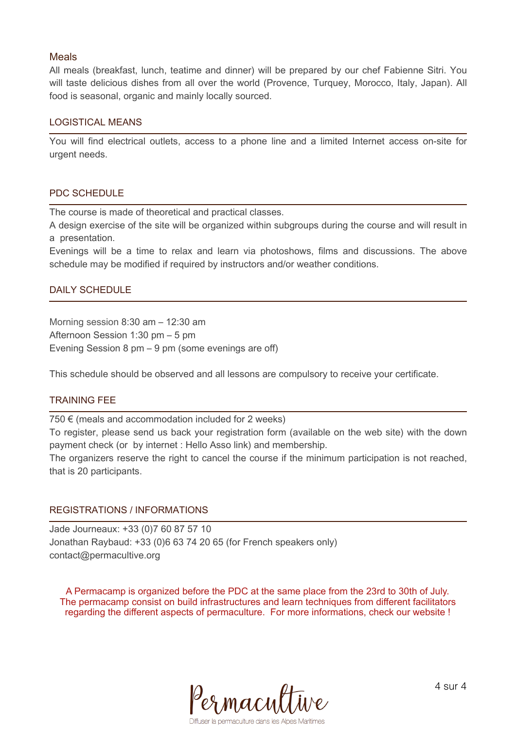## Meals

All meals (breakfast, lunch, teatime and dinner) will be prepared by our chef Fabienne Sitri. You will taste delicious dishes from all over the world (Provence, Turquey, Morocco, Italy, Japan). All food is seasonal, organic and mainly locally sourced.

## LOGISTICAL MEANS

You will find electrical outlets, access to a phone line and a limited Internet access on-site for urgent needs.

## PDC SCHEDULE

The course is made of theoretical and practical classes.
A design exercise of the site will be organized within subgroups during the course and will result in a presentation.
Evenings will be a time to relax and learn via photoshows, films and discussions. The above schedule may be modified if required by instructors and/or weather conditions.

## DAILY SCHEDULE

Morning session 8:30 am – 12:30 am
Afternoon Session 1:30 pm – 5 pm
Evening Session 8 pm – 9 pm (some evenings are off)

This schedule should be observed and all lessons are compulsory to receive your certificate.

## TRAINING FEE

750 € (meals and accommodation included for 2 weeks)
To register, please send us back your registration form (available on the web site) with the down payment check (or by internet : Hello Asso link) and membership.
The organizers reserve the right to cancel the course if the minimum participation is not reached, that is 20 participants.

## REGISTRATIONS / INFORMATIONS

Jade Journeaux: +33 (0)7 60 87 57 10
Jonathan Raybaud: +33 (0)6 63 74 20 65 (for French speakers only)
contact@permacultive.org

A Permacamp is organized before the PDC at the same place from the 23rd to 30th of July. The permacamp consist on build infrastructures and learn techniques from different facilitators regarding the different aspects of permaculture. For more informations, check our website !

Permacultive
Diffuser la permaculture dans les Alpes Maritimes